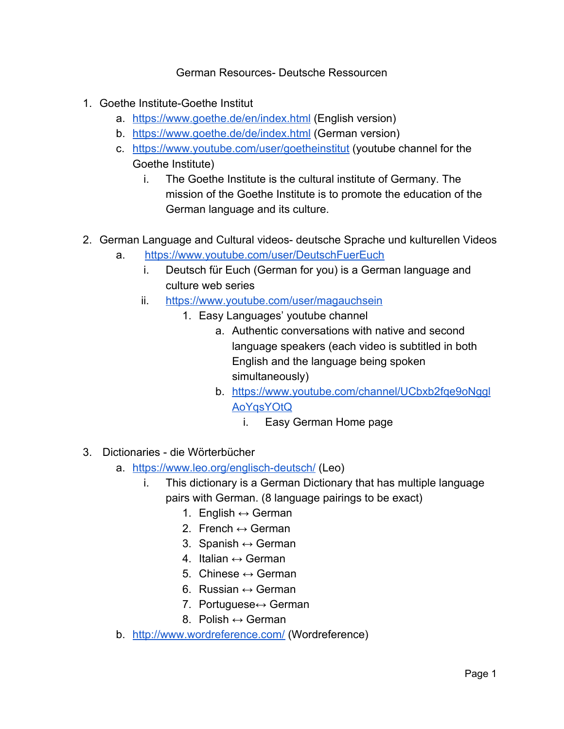# German Resources- Deutsche Ressourcen

1. Goethe Institute-Goethe Institut
   a. [https://www.goethe.de/en/index.html](https://www.goethe.de/en/index.html) (English version)
   b. [https://www.goethe.de/de/index.html](https://www.goethe.de/de/index.html) (German version)
   c. [https://www.youtube.com/user/goetheinstitut](https://www.youtube.com/user/goetheinstitut) (youtube channel for the Goethe Institute)
      i. The Goethe Institute is the cultural institute of Germany. The mission of the Goethe Institute is to promote the education of the German language and its culture.

2. German Language and Cultural videos- deutsche Sprache und kulturellen Videos
   a. [https://www.youtube.com/user/DeutschFuerEuch](https://www.youtube.com/user/DeutschFuerEuch)
      i. Deutsch für Euch (German for you) is a German language and culture web series
      ii. [https://www.youtube.com/user/magauchsein](https://www.youtube.com/user/magauchsein)
         1. Easy Languages' youtube channel
            a. Authentic conversations with native and second language speakers (each video is subtitled in both English and the language being spoken simultaneously)
            b. [https://www.youtube.com/channel/UCbxb2fqe9oNgglAoYqsYOtQ](https://www.youtube.com/channel/UCbxb2fqe9oNgglAoYqsYOtQ)
               i. Easy German Home page

3. Dictionaries - die Wörterbücher
   a. [https://www.leo.org/englisch-deutsch/](https://www.leo.org/englisch-deutsch/) (Leo)
      i. This dictionary is a German Dictionary that has multiple language pairs with German. (8 language pairings to be exact)
         1. English ↔ German
         2. French ↔ German
         3. Spanish ↔ German
         4. Italian ↔ German
         5. Chinese ↔ German
         6. Russian ↔ German
         7. Portuguese↔ German
         8. Polish ↔ German
   b. [http://www.wordreference.com/](http://www.wordreference.com/) (Wordreference)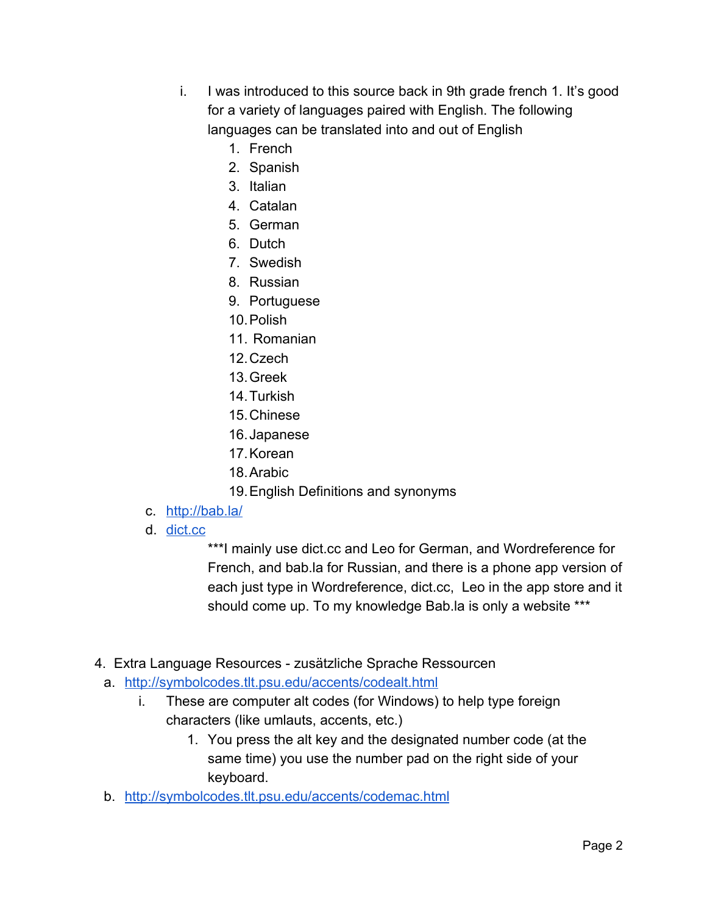i. I was introduced to this source back in 9th grade french 1. It's good for a variety of languages paired with English. The following languages can be translated into and out of English

1. French
2. Spanish
3. Italian
4. Catalan
5. German
6. Dutch
7. Swedish
8. Russian
9. Portuguese
10. Polish
11. Romanian
12. Czech
13. Greek
14. Turkish
15. Chinese
16. Japanese
17. Korean
18. Arabic
19. English Definitions and synonyms

c. [http://bab.la/](http://bab.la/)

d. [dict.cc](http://dict.cc)

***I mainly use dict.cc and Leo for German, and Wordreference for French, and bab.la for Russian, and there is a phone app version of each just type in Wordreference, dict.cc, Leo in the app store and it should come up. To my knowledge Bab.la is only a website ***

4. Extra Language Resources - zusätzliche Sprache Ressourcen

a. [http://symbolcodes.tlt.psu.edu/accents/codealt.html](http://symbolcodes.tlt.psu.edu/accents/codealt.html)

   i. These are computer alt codes (for Windows) to help type foreign characters (like umlauts, accents, etc.)

      1. You press the alt key and the designated number code (at the same time) you use the number pad on the right side of your keyboard.

b. [http://symbolcodes.tlt.psu.edu/accents/codemac.html](http://symbolcodes.tlt.psu.edu/accents/codemac.html)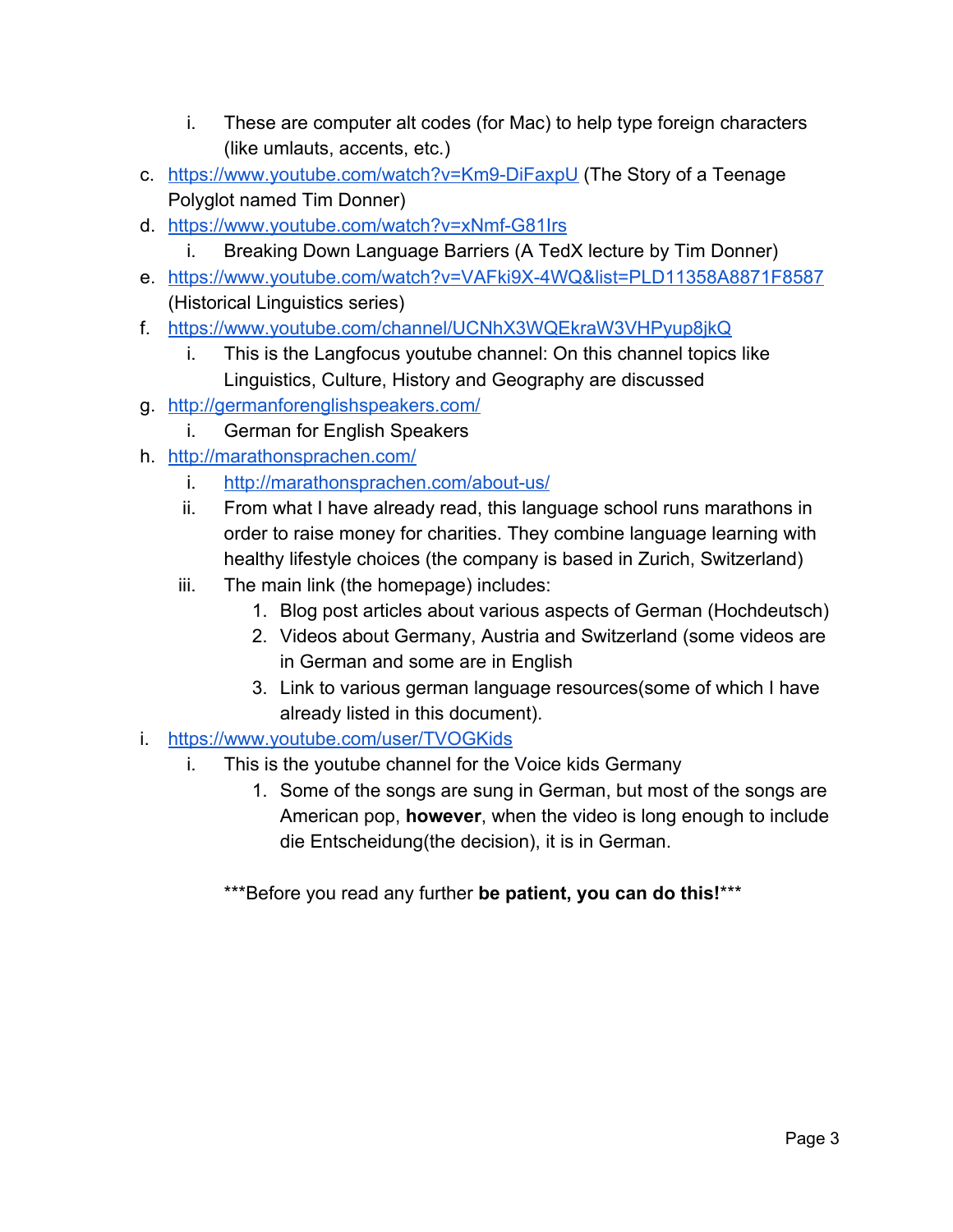i. These are computer alt codes (for Mac) to help type foreign characters (like umlauts, accents, etc.)

c. https://www.youtube.com/watch?v=Km9-DiFaxpU (The Story of a Teenage Polyglot named Tim Donner)
d. https://www.youtube.com/watch?v=xNmf-G81Irs
   i. Breaking Down Language Barriers (A TedX lecture by Tim Donner)
e. https://www.youtube.com/watch?v=VAFki9X-4WQ&list=PLD11358A8871F8587 (Historical Linguistics series)
f. https://www.youtube.com/channel/UCNhX3WQEkraW3VHPyup8jkQ
   i. This is the Langfocus youtube channel: On this channel topics like Linguistics, Culture, History and Geography are discussed
g. http://germanforenglishspeakers.com/
   i. German for English Speakers
h. http://marathonsprachen.com/
   i. http://marathonsprachen.com/about-us/
   ii. From what I have already read, this language school runs marathons in order to raise money for charities. They combine language learning with healthy lifestyle choices (the company is based in Zurich, Switzerland)
   iii. The main link (the homepage) includes:
      1. Blog post articles about various aspects of German (Hochdeutsch)
      2. Videos about Germany, Austria and Switzerland (some videos are in German and some are in English
      3. Link to various german language resources(some of which I have already listed in this document).
i. https://www.youtube.com/user/TVOGKids
   i. This is the youtube channel for the Voice kids Germany
      1. Some of the songs are sung in German, but most of the songs are American pop, **however**, when the video is long enough to include die Entscheidung(the decision), it is in German.

***Before you read any further **be patient, you can do this!*****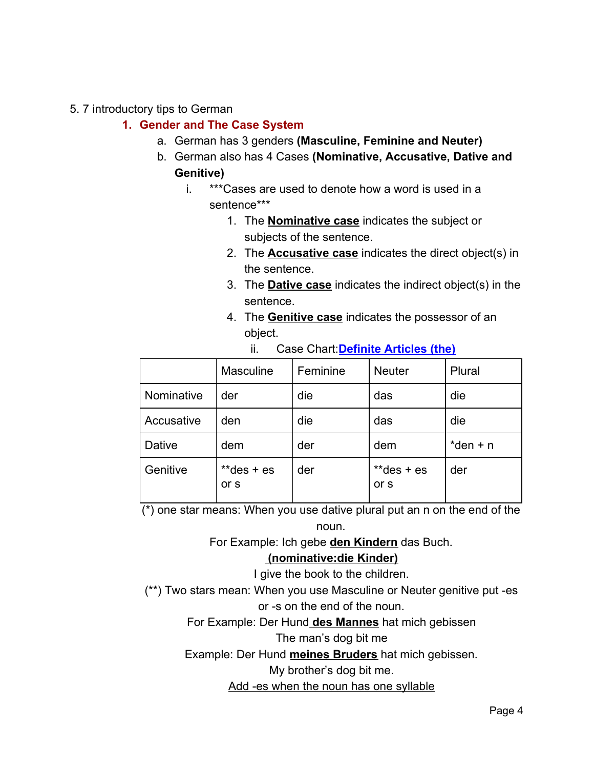5. 7 introductory tips to German

1. **Gender and The Case System**
   a. German has 3 genders **(Masculine, Feminine and Neuter)**
   b. German also has 4 Cases **(Nominative, Accusative, Dative and Genitive)**
      i. ***Cases are used to denote how a word is used in a sentence***
         1. The **Nominative case** indicates the subject or subjects of the sentence.
         2. The **Accusative case** indicates the direct object(s) in the sentence.
         3. The **Dative case** indicates the indirect object(s) in the sentence.
         4. The **Genitive case** indicates the possessor of an object.
      ii. Case Chart: **Definite Articles (the)**

| | Masculine | Feminine | Neuter | Plural |
|---|---|---|---|---|
| Nominative | der | die | das | die |
| Accusative | den | die | das | die |
| Dative | dem | der | dem | *den + n |
| Genitive | **des + es or s | der | **des + es or s | der |

(*) one star means: When you use dative plural put an n on the end of the noun.

For Example: Ich gebe **den Kindern** das Buch.

**(nominative:die Kinder)**

I give the book to the children.

(**) Two stars mean: When you use Masculine or Neuter genitive put -es or -s on the end of the noun.

For Example: Der Hund **des Mannes** hat mich gebissen

The man's dog bit me

Example: Der Hund **meines Bruders** hat mich gebissen.

My brother's dog bit me.

Add -es when the noun has one syllable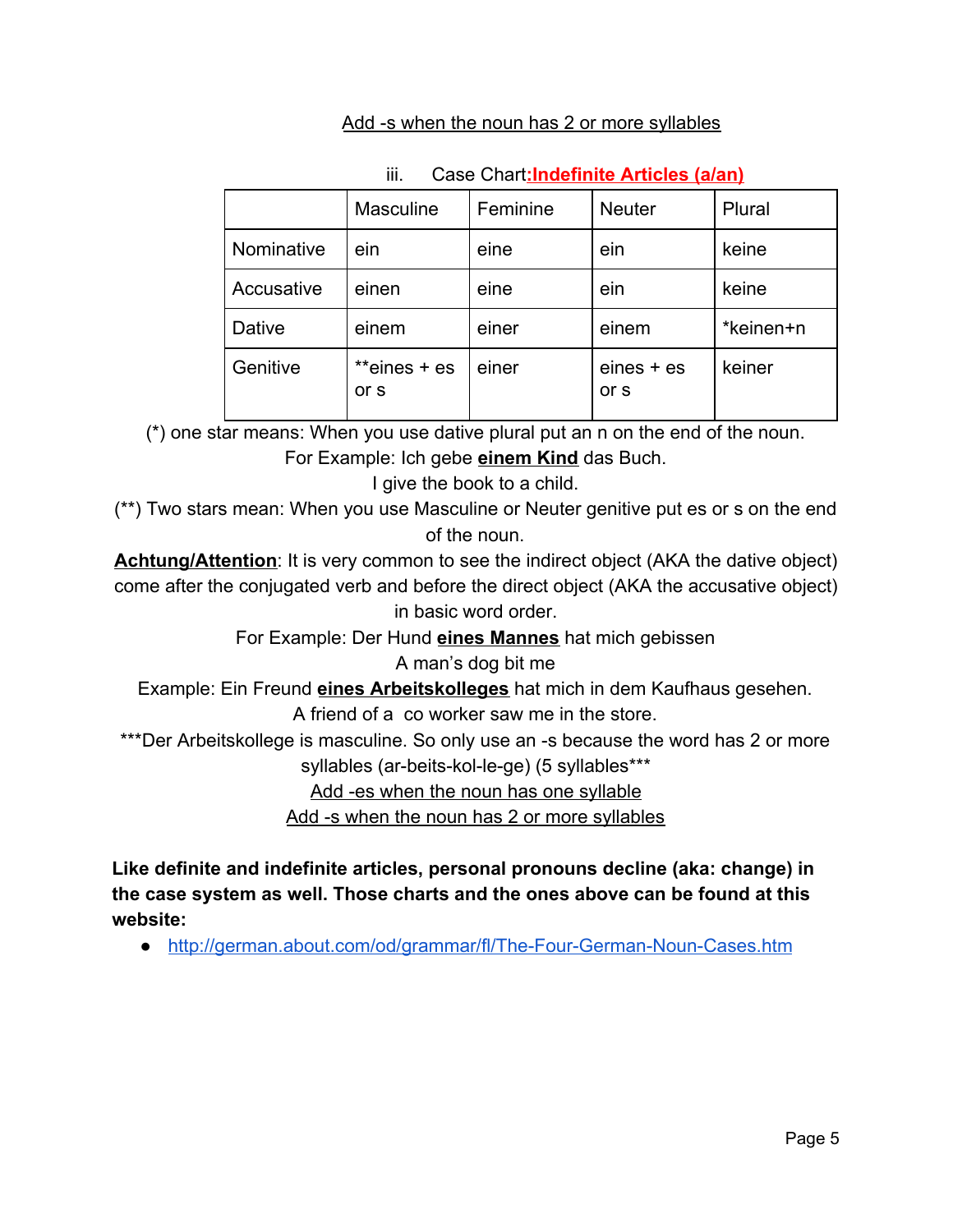<u>Add -s when the noun has 2 or more syllables</u>

iii. Case Chart: **<u>Indefinite Articles (a/an)</u>**

| | Masculine | Feminine | Neuter | Plural |
|---|---|---|---|---|
| Nominative | ein | eine | ein | keine |
| Accusative | einen | eine | ein | keine |
| Dative | einem | einer | einem | *keinen+n |
| Genitive | **eines + es or s | einer | eines + es or s | keiner |

(*) one star means: When you use dative plural put an n on the end of the noun.

For Example: Ich gebe **<u>einem Kind</u>** das Buch.

I give the book to a child.

(**) Two stars mean: When you use Masculine or Neuter genitive put es or s on the end of the noun.

**<u>Achtung/Attention</u>**: It is very common to see the indirect object (AKA the dative object) come after the conjugated verb and before the direct object (AKA the accusative object) in basic word order.

For Example: Der Hund **<u>eines Mannes</u>** hat mich gebissen

A man's dog bit me

Example: Ein Freund **<u>eines Arbeitskolleges</u>** hat mich in dem Kaufhaus gesehen.

A friend of a co worker saw me in the store.

***Der Arbeitskollege is masculine. So only use an -s because the word has 2 or more syllables (ar-beits-kol-le-ge) (5 syllables***

<u>Add -es when the noun has one syllable</u>

<u>Add -s when the noun has 2 or more syllables</u>

**Like definite and indefinite articles, personal pronouns decline (aka: change) in the case system as well. Those charts and the ones above can be found at this website:**

- http://german.about.com/od/grammar/fl/The-Four-German-Noun-Cases.htm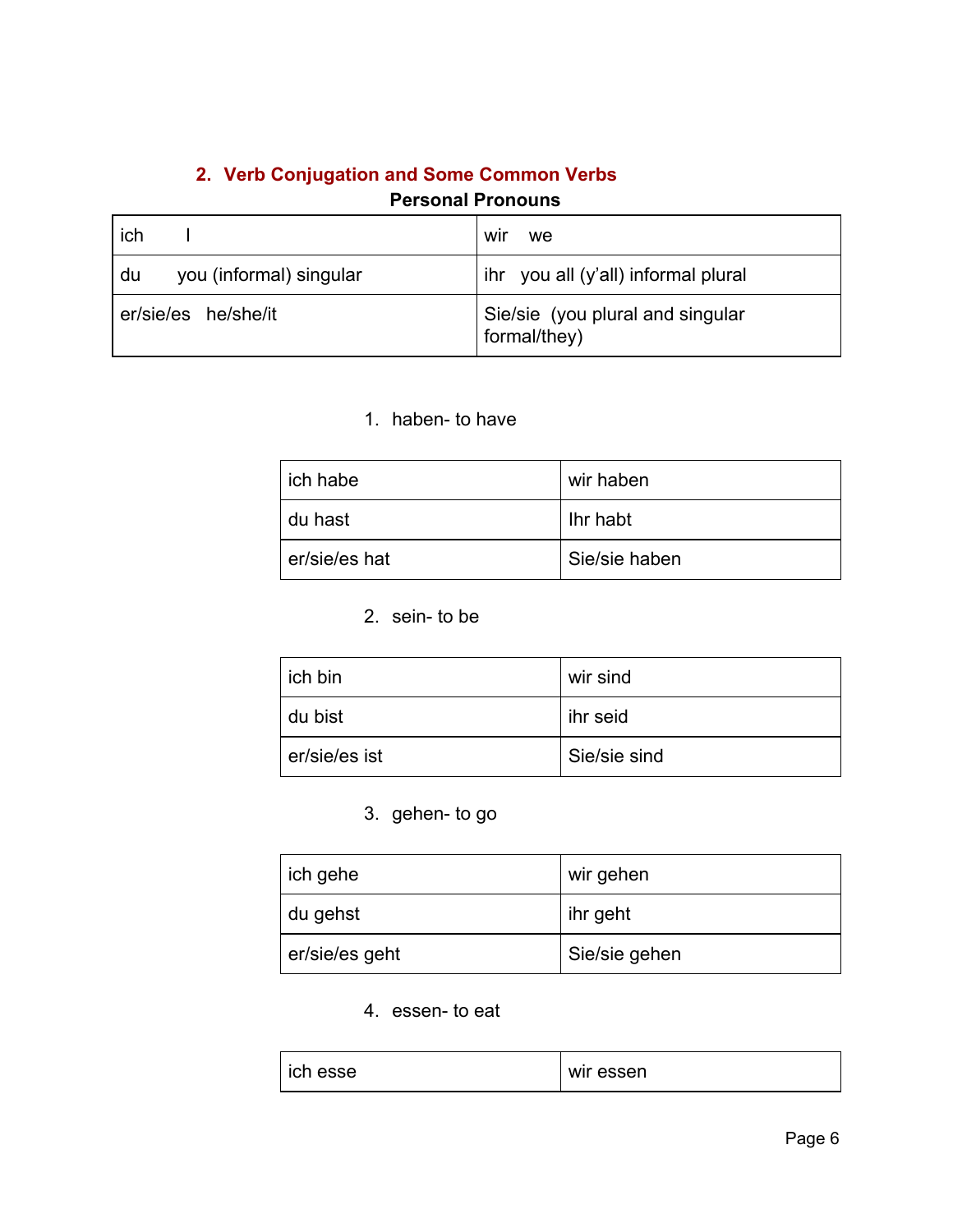## 2. Verb Conjugation and Some Common Verbs

**Personal Pronouns**

| | |
|---|---|
| ich I | wir we |
| du you (informal) singular | ihr you all (y'all) informal plural |
| er/sie/es he/she/it | Sie/sie (you plural and singular formal/they) |

1. haben- to have

| | |
|---|---|
| ich habe | wir haben |
| du hast | Ihr habt |
| er/sie/es hat | Sie/sie haben |

2. sein- to be

| | |
|---|---|
| ich bin | wir sind |
| du bist | ihr seid |
| er/sie/es ist | Sie/sie sind |

3. gehen- to go

| | |
|---|---|
| ich gehe | wir gehen |
| du gehst | ihr geht |
| er/sie/es geht | Sie/sie gehen |

4. essen- to eat

| | |
|---|---|
| ich esse | wir essen |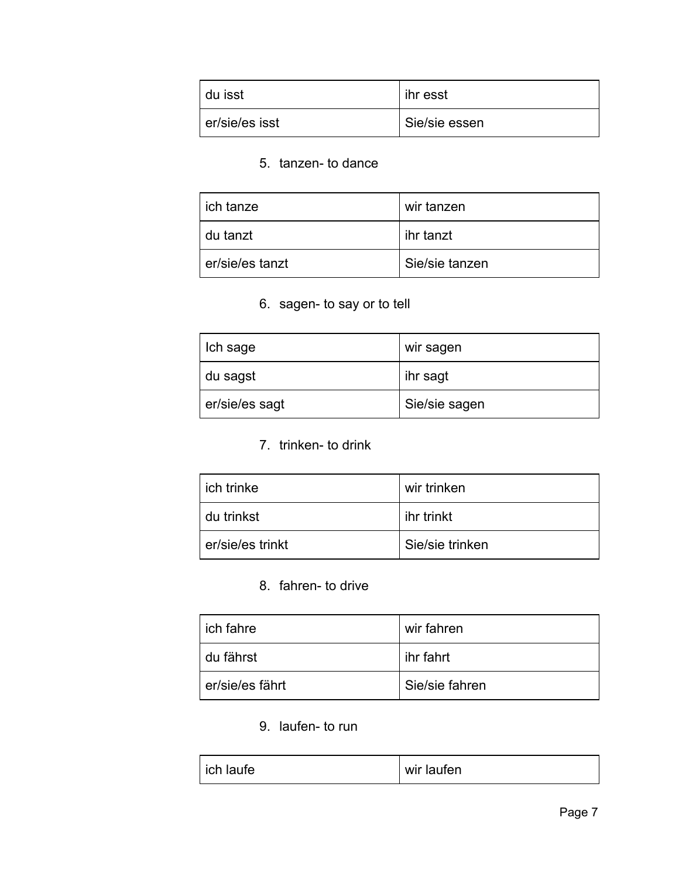| du isst | ihr esst |
| --- | --- |
| er/sie/es isst | Sie/sie essen |

5. tanzen- to dance

| ich tanze | wir tanzen |
| --- | --- |
| du tanzt | ihr tanzt |
| er/sie/es tanzt | Sie/sie tanzen |

6. sagen- to say or to tell

| Ich sage | wir sagen |
| --- | --- |
| du sagst | ihr sagt |
| er/sie/es sagt | Sie/sie sagen |

7. trinken- to drink

| ich trinke | wir trinken |
| --- | --- |
| du trinkst | ihr trinkt |
| er/sie/es trinkt | Sie/sie trinken |

8. fahren- to drive

| ich fahre | wir fahren |
| --- | --- |
| du fährst | ihr fahrt |
| er/sie/es fährt | Sie/sie fahren |

9. laufen- to run

| ich laufe | wir laufen |
| --- | --- |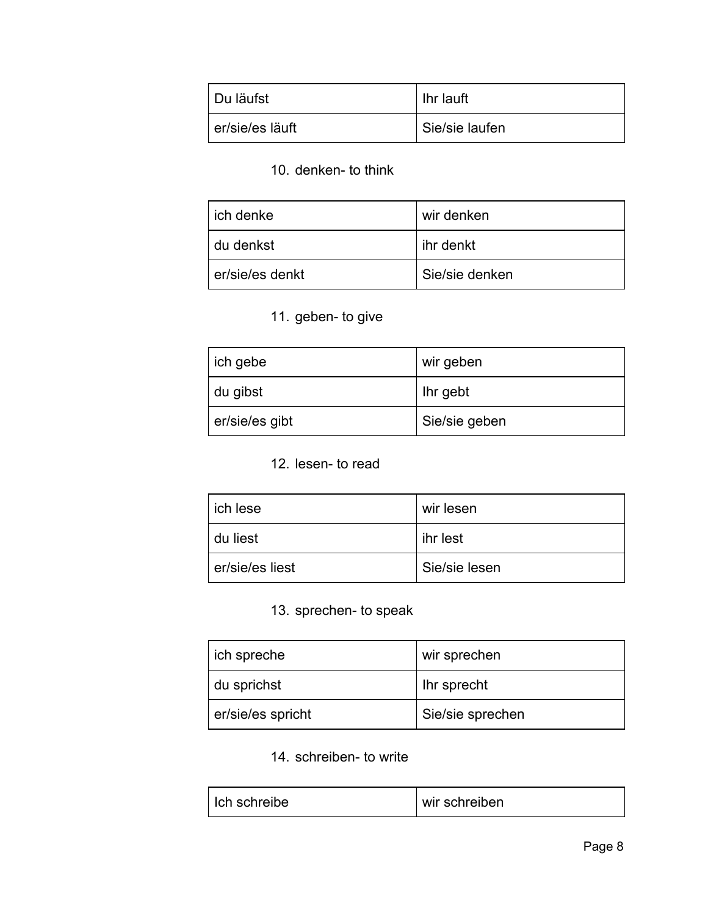| Du läufst | Ihr lauft |
|---|---|
| er/sie/es läuft | Sie/sie laufen |

10. denken- to think

| ich denke | wir denken |
|---|---|
| du denkst | ihr denkt |
| er/sie/es denkt | Sie/sie denken |

11. geben- to give

| ich gebe | wir geben |
|---|---|
| du gibst | Ihr gebt |
| er/sie/es gibt | Sie/sie geben |

12. lesen- to read

| ich lese | wir lesen |
|---|---|
| du liest | ihr lest |
| er/sie/es liest | Sie/sie lesen |

13. sprechen- to speak

| ich spreche | wir sprechen |
|---|---|
| du sprichst | Ihr sprecht |
| er/sie/es spricht | Sie/sie sprechen |

14. schreiben- to write

| Ich schreibe | wir schreiben |
|---|---|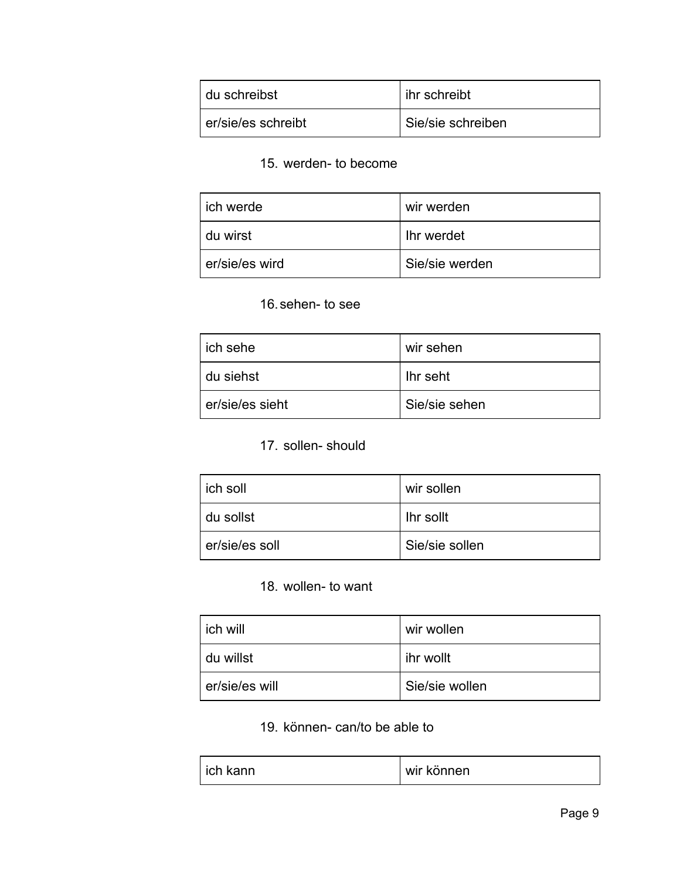| du schreibst | ihr schreibt |
| --- | --- |
| er/sie/es schreibt | Sie/sie schreiben |

15. werden- to become

| ich werde | wir werden |
| --- | --- |
| du wirst | Ihr werdet |
| er/sie/es wird | Sie/sie werden |

16. sehen- to see

| ich sehe | wir sehen |
| --- | --- |
| du siehst | Ihr seht |
| er/sie/es sieht | Sie/sie sehen |

17. sollen- should

| ich soll | wir sollen |
| --- | --- |
| du sollst | Ihr sollt |
| er/sie/es soll | Sie/sie sollen |

18. wollen- to want

| ich will | wir wollen |
| --- | --- |
| du willst | ihr wollt |
| er/sie/es will | Sie/sie wollen |

19. können- can/to be able to

| ich kann | wir können |
| --- | --- |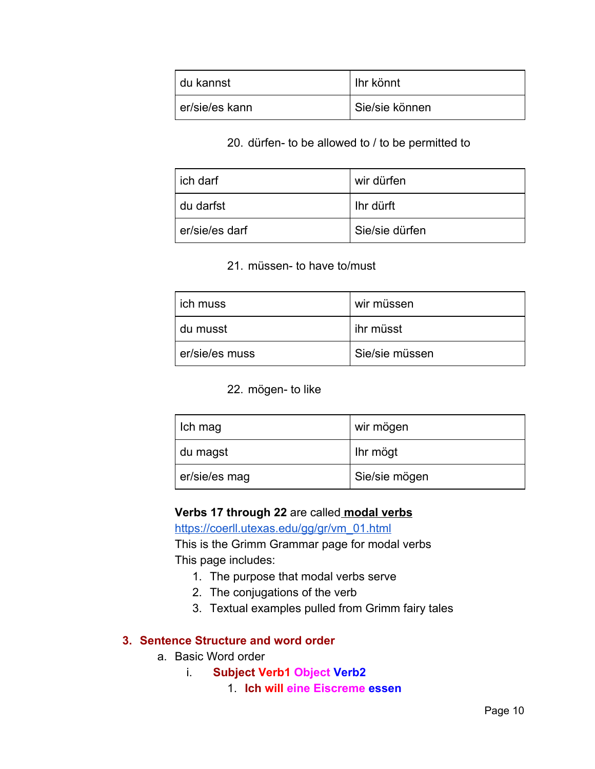| du kannst | Ihr könnt |
|---|---|
| er/sie/es kann | Sie/sie können |

20. dürfen- to be allowed to / to be permitted to

| ich darf | wir dürfen |
|---|---|
| du darfst | Ihr dürft |
| er/sie/es darf | Sie/sie dürfen |

21. müssen- to have to/must

| ich muss | wir müssen |
|---|---|
| du musst | ihr müsst |
| er/sie/es muss | Sie/sie müssen |

22. mögen- to like

| Ich mag | wir mögen |
|---|---|
| du magst | Ihr mögt |
| er/sie/es mag | Sie/sie mögen |

**Verbs 17 through 22** are called **modal verbs**
https://coerll.utexas.edu/gg/gr/vm_01.html
This is the Grimm Grammar page for modal verbs
This page includes:

1. The purpose that modal verbs serve
2. The conjugations of the verb
3. Textual examples pulled from Grimm fairy tales

## 3. Sentence Structure and word order

a. Basic Word order

i. **Subject Verb1 Object Verb2**

1. **Ich will eine Eiscreme essen**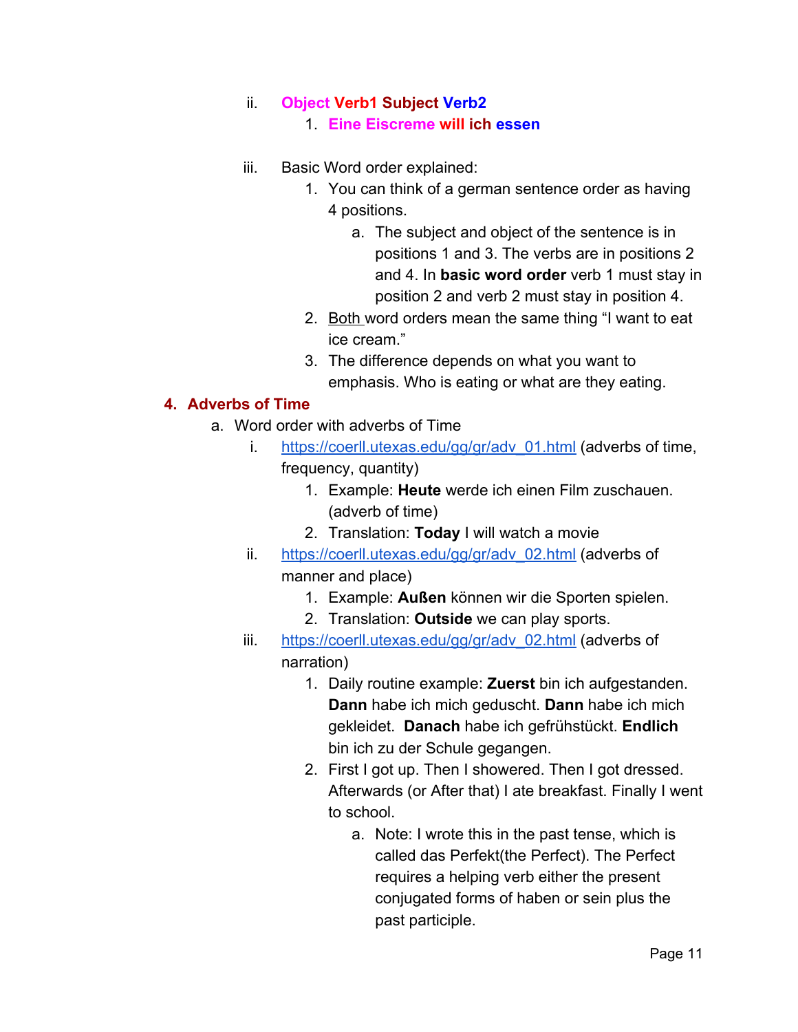ii. **Object Verb1 Subject Verb2**
    1. **Eine Eiscreme will ich essen**

iii. Basic Word order explained:
    1. You can think of a german sentence order as having 4 positions.
        a. The subject and object of the sentence is in positions 1 and 3. The verbs are in positions 2 and 4. In **basic word order** verb 1 must stay in position 2 and verb 2 must stay in position 4.
    2. Both word orders mean the same thing “I want to eat ice cream.”
    3. The difference depends on what you want to emphasis. Who is eating or what are they eating.

## 4. Adverbs of Time

a. Word order with adverbs of Time
   i. https://coerll.utexas.edu/gg/gr/adv_01.html (adverbs of time, frequency, quantity)
      1. Example: **Heute** werde ich einen Film zuschauen. (adverb of time)
      2. Translation: **Today** I will watch a movie
   ii. https://coerll.utexas.edu/gg/gr/adv_02.html (adverbs of manner and place)
      1. Example: **Außen** können wir die Sporten spielen.
      2. Translation: **Outside** we can play sports.
   iii. https://coerll.utexas.edu/gg/gr/adv_02.html (adverbs of narration)
      1. Daily routine example: **Zuerst** bin ich aufgestanden. **Dann** habe ich mich geduscht. **Dann** habe ich mich gekleidet. **Danach** habe ich gefrühstückt. **Endlich** bin ich zu der Schule gegangen.
      2. First I got up. Then I showered. Then I got dressed. Afterwards (or After that) I ate breakfast. Finally I went to school.
          a. Note: I wrote this in the past tense, which is called das Perfekt(the Perfect). The Perfect requires a helping verb either the present conjugated forms of haben or sein plus the past participle.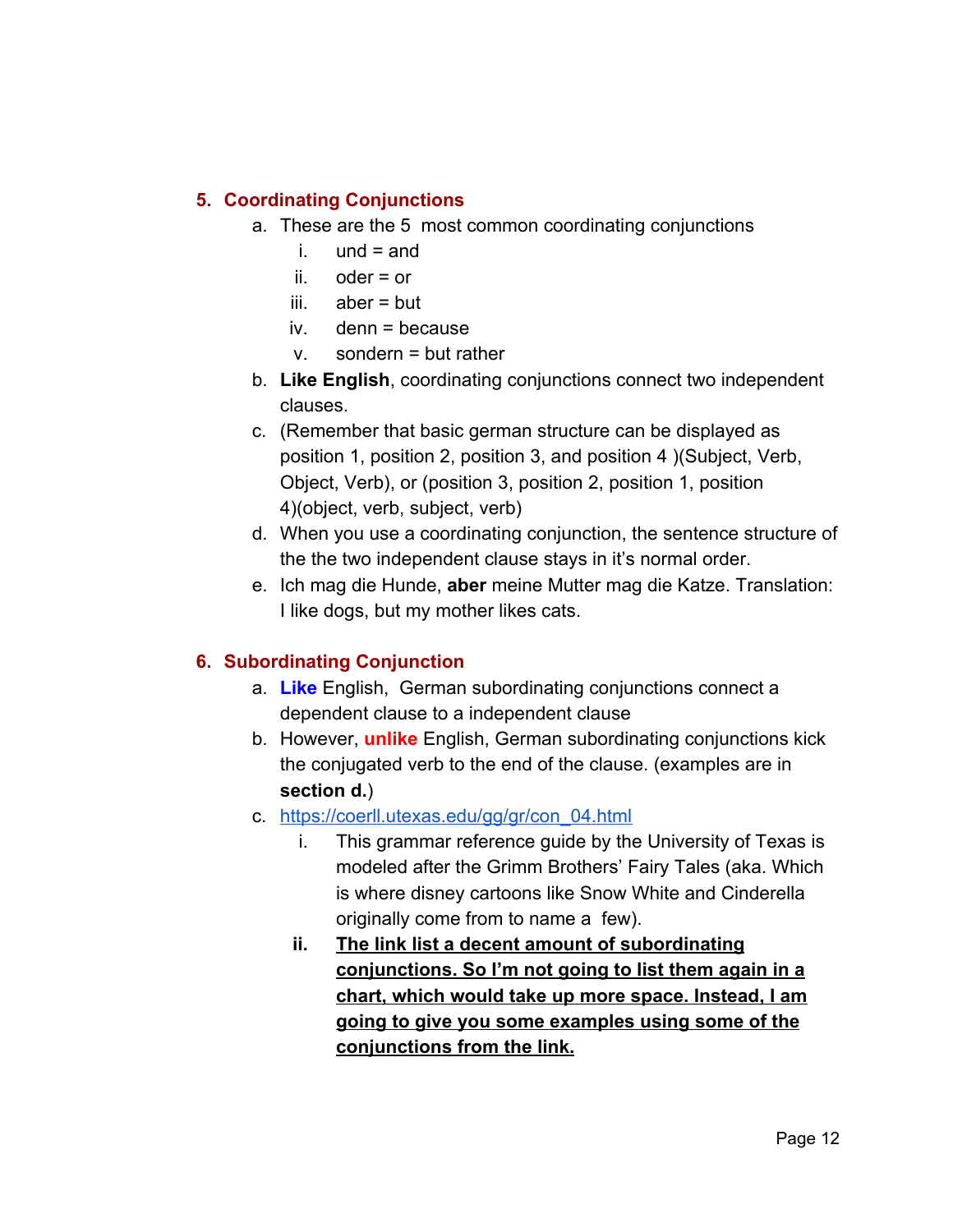## 5. Coordinating Conjunctions

a. These are the 5 most common coordinating conjunctions
   i. und = and
   ii. oder = or
   iii. aber = but
   iv. denn = because
   v. sondern = but rather

b. **Like English**, coordinating conjunctions connect two independent clauses.

c. (Remember that basic german structure can be displayed as position 1, position 2, position 3, and position 4 )(Subject, Verb, Object, Verb), or (position 3, position 2, position 1, position 4)(object, verb, subject, verb)

d. When you use a coordinating conjunction, the sentence structure of the the two independent clause stays in it's normal order.

e. Ich mag die Hunde, **aber** meine Mutter mag die Katze. Translation: I like dogs, but my mother likes cats.

## 6. Subordinating Conjunction

a. **Like** English, German subordinating conjunctions connect a dependent clause to a independent clause

b. However, **unlike** English, German subordinating conjunctions kick the conjugated verb to the end of the clause. (examples are in **section d.**)

c. https://coerll.utexas.edu/gg/gr/con_04.html
   i. This grammar reference guide by the University of Texas is modeled after the Grimm Brothers' Fairy Tales (aka. Which is where disney cartoons like Snow White and Cinderella originally come from to name a few).
   ii. **The link list a decent amount of subordinating conjunctions. So I'm not going to list them again in a chart, which would take up more space. Instead, I am going to give you some examples using some of the conjunctions from the link.**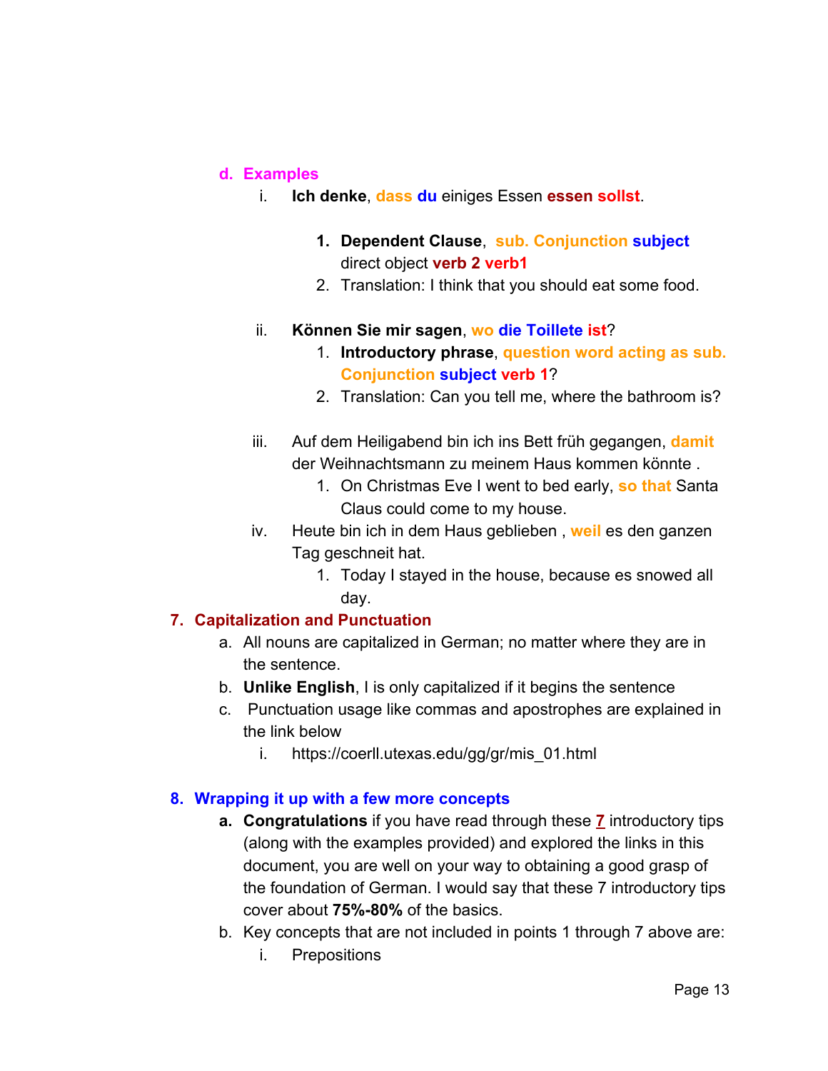d. **Examples**

   i. **Ich denke**, **dass du** einiges Essen **essen sollst**.

      1. **Dependent Clause**, **sub. Conjunction subject** direct object **verb 2 verb1**
      2. Translation: I think that you should eat some food.

   ii. **Können Sie mir sagen**, **wo die Toillete ist**?

      1. **Introductory phrase**, **question word acting as sub. Conjunction subject verb 1**?
      2. Translation: Can you tell me, where the bathroom is?

   iii. Auf dem Heiligabend bin ich ins Bett früh gegangen, **damit** der Weihnachtsmann zu meinem Haus kommen könnte .

      1. On Christmas Eve I went to bed early, **so that** Santa Claus could come to my house.

   iv. Heute bin ich in dem Haus geblieben , **weil** es den ganzen Tag geschneit hat.

      1. Today I stayed in the house, because es snowed all day.

## 7. Capitalization and Punctuation

a. All nouns are capitalized in German; no matter where they are in the sentence.

b. **Unlike English**, I is only capitalized if it begins the sentence

c. Punctuation usage like commas and apostrophes are explained in the link below

   i. https://coerll.utexas.edu/gg/gr/mis_01.html

## 8. Wrapping it up with a few more concepts

a. **Congratulations** if you have read through these **7** introductory tips (along with the examples provided) and explored the links in this document, you are well on your way to obtaining a good grasp of the foundation of German. I would say that these 7 introductory tips cover about **75%-80%** of the basics.

b. Key concepts that are not included in points 1 through 7 above are:

   i. Prepositions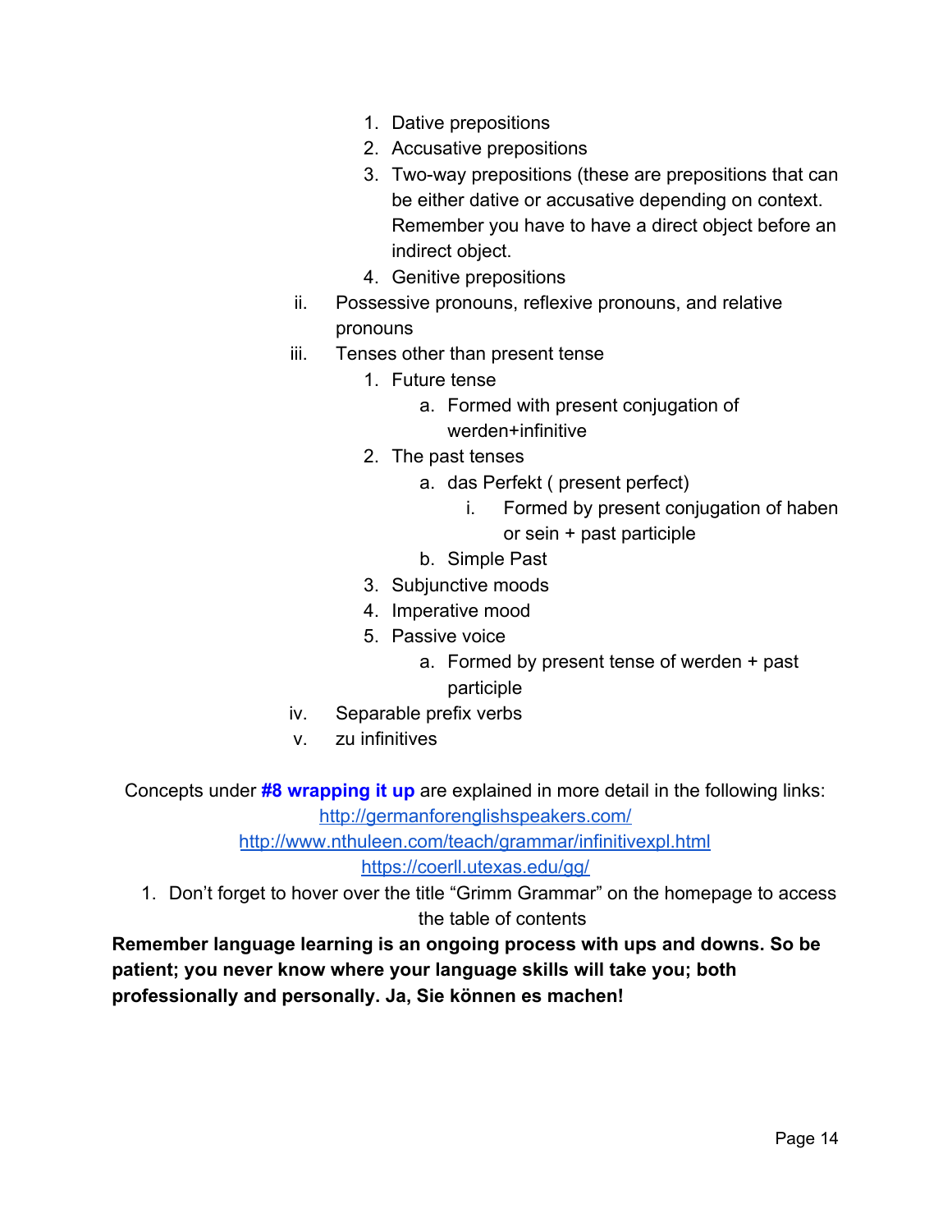1. Dative prepositions
            2. Accusative prepositions
            3. Two-way prepositions (these are prepositions that can be either dative or accusative depending on context. Remember you have to have a direct object before an indirect object.
            4. Genitive prepositions
        ii. Possessive pronouns, reflexive pronouns, and relative pronouns
        iii. Tenses other than present tense
            1. Future tense
                a. Formed with present conjugation of werden+infinitive
            2. The past tenses
                a. das Perfekt ( present perfect)
                    i. Formed by present conjugation of haben or sein + past participle
                b. Simple Past
            3. Subjunctive moods
            4. Imperative mood
            5. Passive voice
                a. Formed by present tense of werden + past participle
        iv. Separable prefix verbs
        v. zu infinitives

Concepts under **#8 wrapping it up** are explained in more detail in the following links:

http://germanforenglishspeakers.com/

http://www.nthuleen.com/teach/grammar/infinitivexpl.html

https://coerll.utexas.edu/gg/

1. Don't forget to hover over the title "Grimm Grammar" on the homepage to access the table of contents

**Remember language learning is an ongoing process with ups and downs. So be patient; you never know where your language skills will take you; both professionally and personally. Ja, Sie können es machen!**